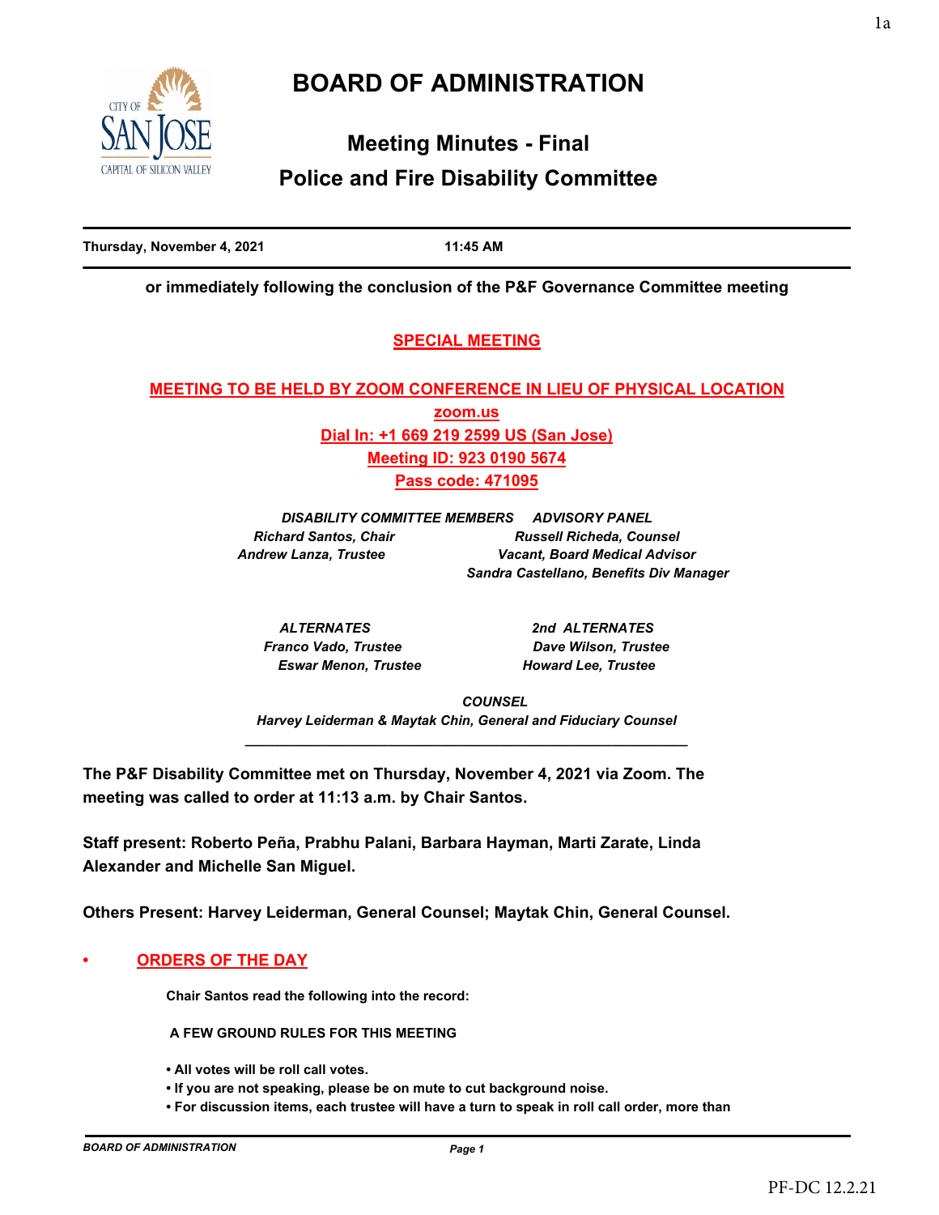# BOARD OF ADMINISTRATION

## Meeting Minutes - Final

## Police and Fire Disability Committee

**Thursday, November 4, 2021** **11:45 AM**

**or immediately following the conclusion of the P&F Governance Committee meeting**

**SPECIAL MEETING**

**MEETING TO BE HELD BY ZOOM CONFERENCE IN LIEU OF PHYSICAL LOCATION**

**zoom.us**

**Dial In: +1 669 219 2599 US (San Jose)**

**Meeting ID: 923 0190 5674**

**Pass code: 471095**

| ***DISABILITY COMMITTEE MEMBERS*** | ***ADVISORY PANEL*** |
|---|---|
| *Richard Santos, Chair* | *Russell Richeda, Counsel* |
| *Andrew Lanza, Trustee* | *Vacant, Board Medical Advisor* |
| | *Sandra Castellano, Benefits Div Manager* |

| ***ALTERNATES*** | ***2nd ALTERNATES*** |
|---|---|
| *Franco Vado, Trustee* | *Dave Wilson, Trustee* |
| *Eswar Menon, Trustee* | *Howard Lee, Trustee* |

***COUNSEL***

*Harvey Leiderman & Maytak Chin, General and Fiduciary Counsel*

---

**The P&F Disability Committee met on Thursday, November 4, 2021 via Zoom. The meeting was called to order at 11:13 a.m. by Chair Santos.**

**Staff present: Roberto Peña, Prabhu Palani, Barbara Hayman, Marti Zarate, Linda Alexander and Michelle San Miguel.**

**Others Present: Harvey Leiderman, General Counsel; Maytak Chin, General Counsel.**

- **ORDERS OF THE DAY**

**Chair Santos read the following into the record:**

**A FEW GROUND RULES FOR THIS MEETING**

- **All votes will be roll call votes.**
- **If you are not speaking, please be on mute to cut background noise.**
- **For discussion items, each trustee will have a turn to speak in roll call order, more than**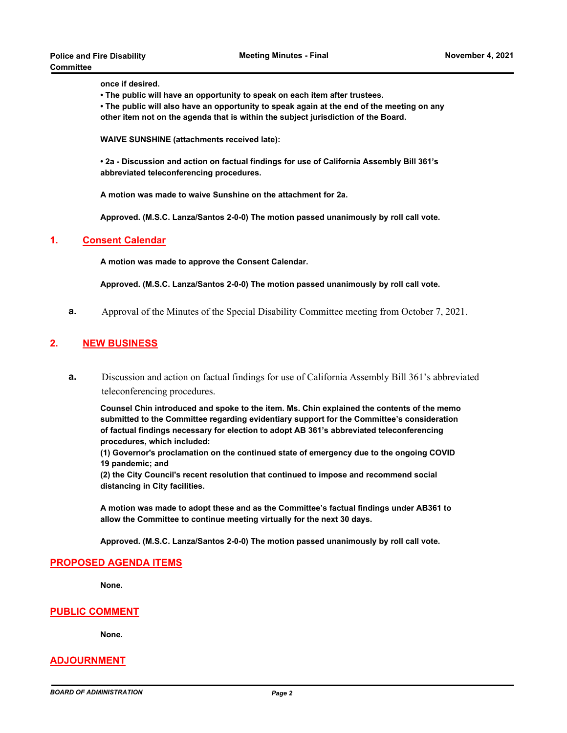**once if desired.**

**• The public will have an opportunity to speak on each item after trustees.**

**• The public will also have an opportunity to speak again at the end of the meeting on any other item not on the agenda that is within the subject jurisdiction of the Board.**

**WAIVE SUNSHINE (attachments received late):**

**• 2a - Discussion and action on factual findings for use of California Assembly Bill 361's abbreviated teleconferencing procedures.**

**A motion was made to waive Sunshine on the attachment for 2a.**

**Approved. (M.S.C. Lanza/Santos 2-0-0) The motion passed unanimously by roll call vote.**

## 1. Consent Calendar

**A motion was made to approve the Consent Calendar.**

**Approved. (M.S.C. Lanza/Santos 2-0-0) The motion passed unanimously by roll call vote.**

**a.** Approval of the Minutes of the Special Disability Committee meeting from October 7, 2021.

## 2. NEW BUSINESS

**a.** Discussion and action on factual findings for use of California Assembly Bill 361's abbreviated teleconferencing procedures.

**Counsel Chin introduced and spoke to the item. Ms. Chin explained the contents of the memo submitted to the Committee regarding evidentiary support for the Committee's consideration of factual findings necessary for election to adopt AB 361's abbreviated teleconferencing procedures, which included:**
**(1) Governor's proclamation on the continued state of emergency due to the ongoing COVID 19 pandemic; and**
**(2) the City Council's recent resolution that continued to impose and recommend social distancing in City facilities.**

**A motion was made to adopt these and as the Committee's factual findings under AB361 to allow the Committee to continue meeting virtually for the next 30 days.**

**Approved. (M.S.C. Lanza/Santos 2-0-0) The motion passed unanimously by roll call vote.**

## PROPOSED AGENDA ITEMS

**None.**

## PUBLIC COMMENT

**None.**

## ADJOURNMENT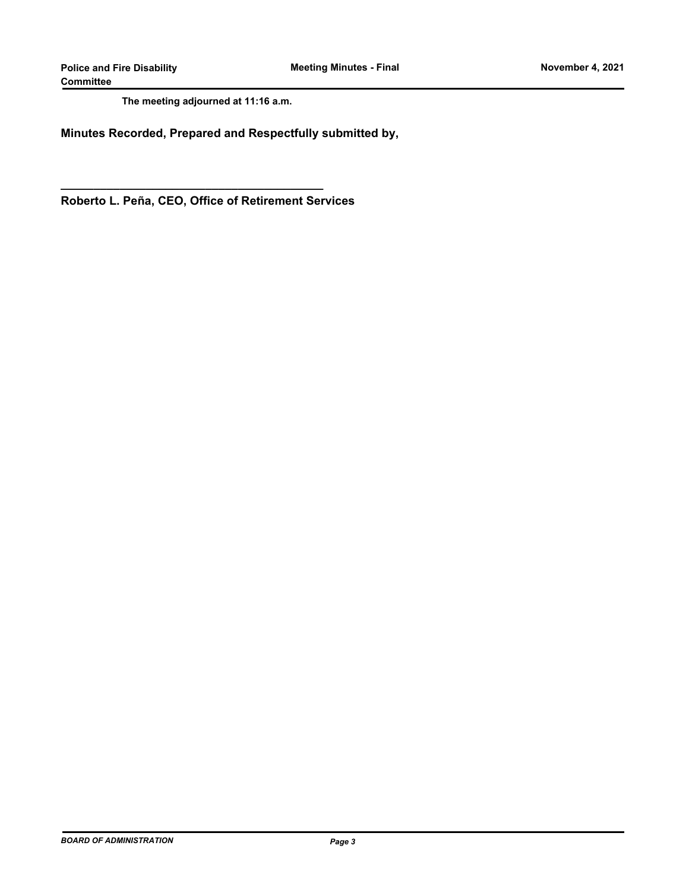**The meeting adjourned at 11:16 a.m.**

**Minutes Recorded, Prepared and Respectfully submitted by,**

**\_\_\_\_\_\_\_\_\_\_\_\_\_\_\_\_\_\_\_\_\_\_\_\_\_\_\_\_\_\_\_\_\_\_\_\_\_\_\_\_\_\_**

**Roberto L. Peña, CEO, Office of Retirement Services**